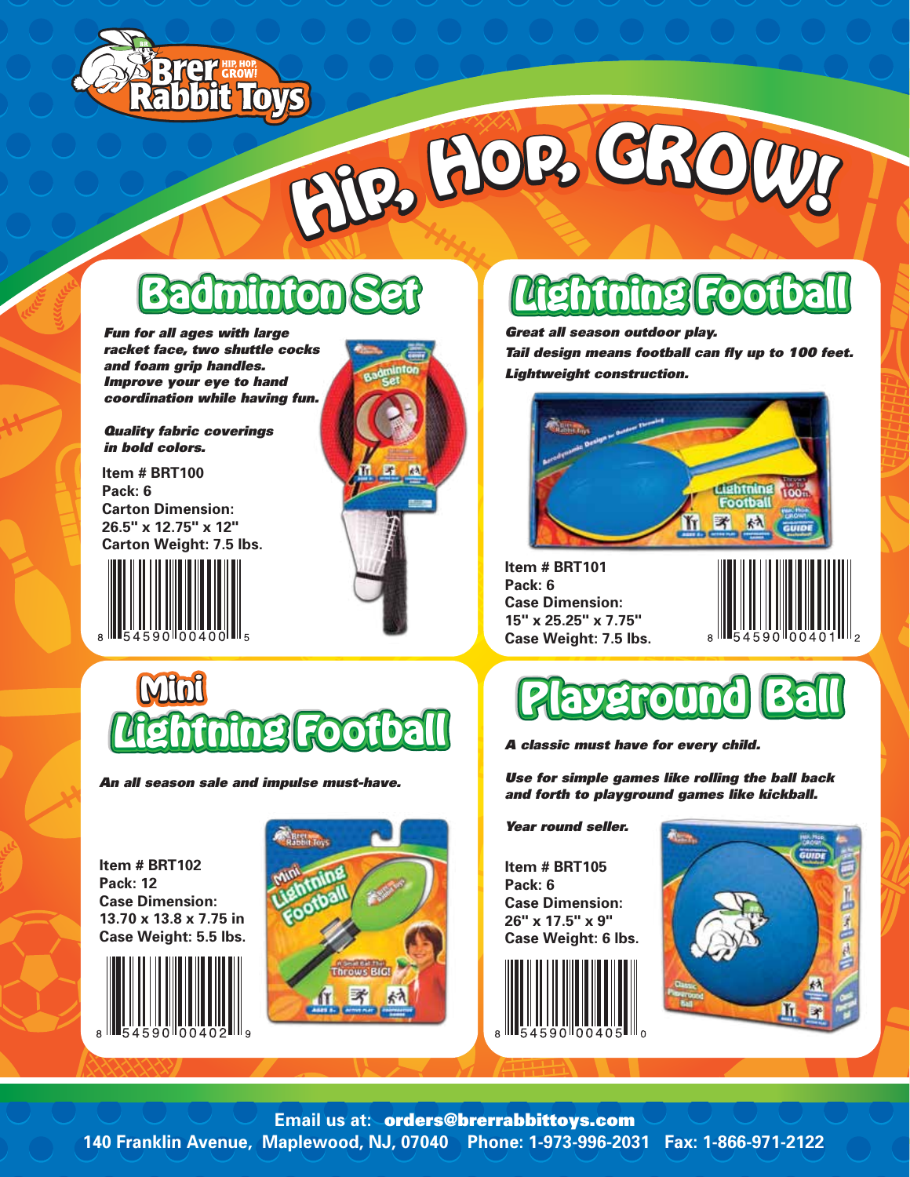# Hip, Hop, Grow!

## Badminton Set

***Fun for all ages with large racket face, two shuttle cocks and foam grip handles. Improve your eye to hand coordination while having fun.***

***Quality fabric coverings in bold colors.***

**Item # BRT100**
**Pack: 6**
**Carton Dimension: 26.5" x 12.75" x 12"**
**Carton Weight: 7.5 lbs.**

8 54590 00400 5

## Lightning Football

***Great all season outdoor play.***
***Tail design means football can fly up to 100 feet.***
***Lightweight construction.***

**Item # BRT101**
**Pack: 6**
**Case Dimension: 15" x 25.25" x 7.75"**
**Case Weight: 7.5 lbs.**

8 54590 00401 2

## Mini Lightning Football

***An all season sale and impulse must-have.***

**Item # BRT102**
**Pack: 12**
**Case Dimension: 13.70 x 13.8 x 7.75 in**
**Case Weight: 5.5 lbs.**

8 54590 00402 9

## Playground Ball

***A classic must have for every child.***

***Use for simple games like rolling the ball back and forth to playground games like kickball.***

***Year round seller.***

**Item # BRT105**
**Pack: 6**
**Case Dimension: 26" x 17.5" x 9"**
**Case Weight: 6 lbs.**

8 54590 00405 0

**Email us at: orders@brerrabbittoys.com**
**140 Franklin Avenue, Maplewood, NJ, 07040 Phone: 1-973-996-2031 Fax: 1-866-971-2122**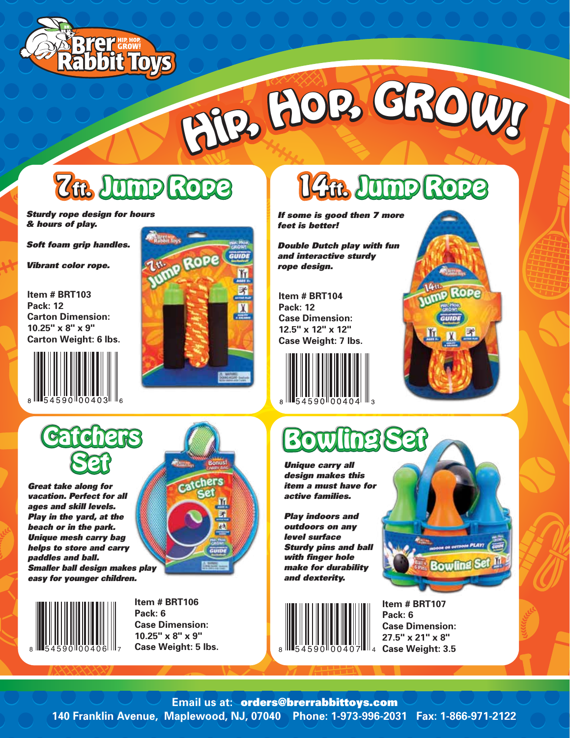Brer Rabbit Toys — HIP, HOP, GROW!

# Hip, Hop, Grow!

## 7ft. Jump Rope

***Sturdy rope design for hours & hours of play.***

***Soft foam grip handles.***

***Vibrant color rope.***

**Item # BRT103**
**Pack: 12**
**Carton Dimension: 10.25" x 8" x 9"**
**Carton Weight: 6 lbs.**

8 54590 00403 6

## 14ft. Jump Rope

***If some is good then 7 more feet is better!***

***Double Dutch play with fun and interactive sturdy rope design.***

**Item # BRT104**
**Pack: 12**
**Case Dimension: 12.5" x 12" x 12"**
**Case Weight: 7 lbs.**

8 54590 00404 3

## Catchers Set

***Great take along for vacation. Perfect for all ages and skill levels. Play in the yard, at the beach or in the park. Unique mesh carry bag helps to store and carry paddles and ball. Smaller ball design makes play easy for younger children.***

8 54590 00406 7

**Item # BRT106**
**Pack: 6**
**Case Dimension: 10.25" x 8" x 9"**
**Case Weight: 5 lbs.**

## Bowling Set

***Unique carry all design makes this item a must have for active families.***

***Play indoors and outdoors on any level surface***
***Sturdy pins and ball with finger hole make for durability and dexterity.***

8 54590 00407 4

**Item # BRT107**
**Pack: 6**
**Case Dimension: 27.5" x 21" x 8"**
**Case Weight: 3.5**

Email us at: **orders@brerrabbittoys.com**
140 Franklin Avenue, Maplewood, NJ, 07040 Phone: 1-973-996-2031 Fax: 1-866-971-2122